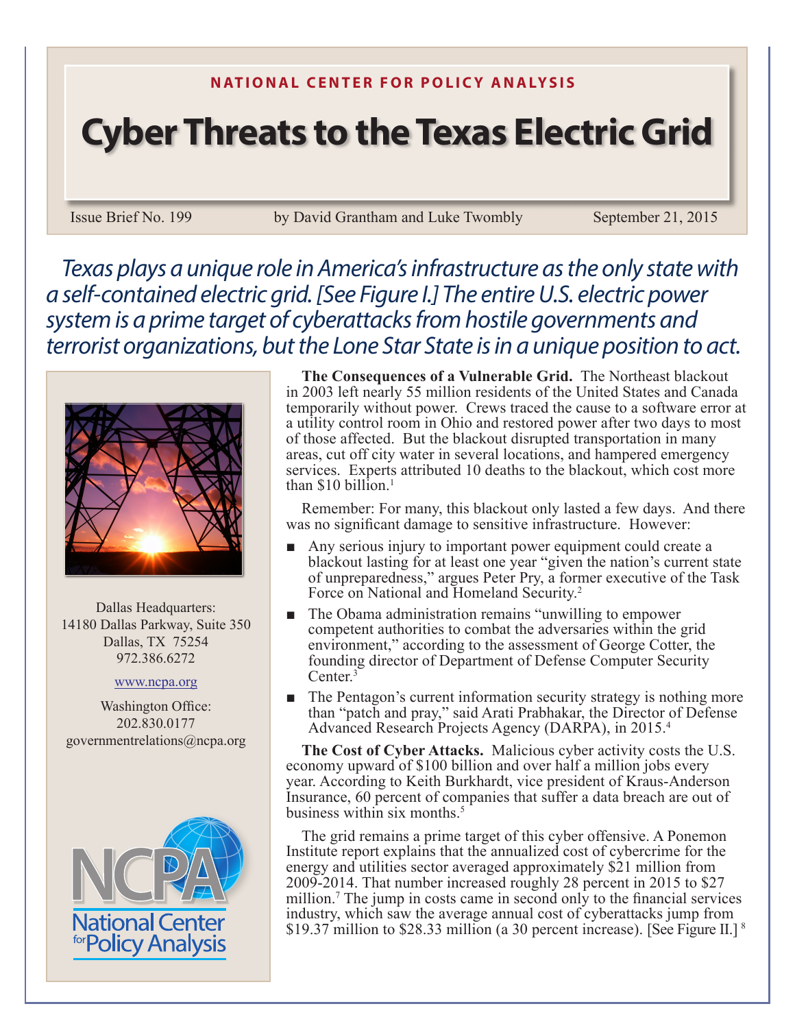NATIONAL CENTER FOR POLICY ANALYSIS

# Cyber Threats to the Texas Electric Grid

Issue Brief No. 199 — by David Grantham and Luke Twombly — September 21, 2015

*Texas plays a unique role in America's infrastructure as the only state with a self-contained electric grid. [See Figure I.] The entire U.S. electric power system is a prime target of cyberattacks from hostile governments and terrorist organizations, but the Lone Star State is in a unique position to act.*

Dallas Headquarters:
14180 Dallas Parkway, Suite 350
Dallas, TX 75254
972.386.6272

www.ncpa.org

Washington Office:
202.830.0177
governmentrelations@ncpa.org

**The Consequences of a Vulnerable Grid.** The Northeast blackout in 2003 left nearly 55 million residents of the United States and Canada temporarily without power. Crews traced the cause to a software error at a utility control room in Ohio and restored power after two days to most of those affected. But the blackout disrupted transportation in many areas, cut off city water in several locations, and hampered emergency services. Experts attributed 10 deaths to the blackout, which cost more than $10 billion.[1]

Remember: For many, this blackout only lasted a few days. And there was no significant damage to sensitive infrastructure. However:

- Any serious injury to important power equipment could create a blackout lasting for at least one year "given the nation's current state of unpreparedness," argues Peter Pry, a former executive of the Task Force on National and Homeland Security.[2]
- The Obama administration remains "unwilling to empower competent authorities to combat the adversaries within the grid environment," according to the assessment of George Cotter, the founding director of Department of Defense Computer Security Center.[3]
- The Pentagon's current information security strategy is nothing more than "patch and pray," said Arati Prabhakar, the Director of Defense Advanced Research Projects Agency (DARPA), in 2015.[4]

**The Cost of Cyber Attacks.** Malicious cyber activity costs the U.S. economy upward of $100 billion and over half a million jobs every year. According to Keith Burkhardt, vice president of Kraus-Anderson Insurance, 60 percent of companies that suffer a data breach are out of business within six months.[5]

The grid remains a prime target of this cyber offensive. A Ponemon Institute report explains that the annualized cost of cybercrime for the energy and utilities sector averaged approximately $21 million from 2009-2014. That number increased roughly 28 percent in 2015 to $27 million.[7] The jump in costs came in second only to the financial services industry, which saw the average annual cost of cyberattacks jump from $19.37 million to $28.33 million (a 30 percent increase). [See Figure II.][8]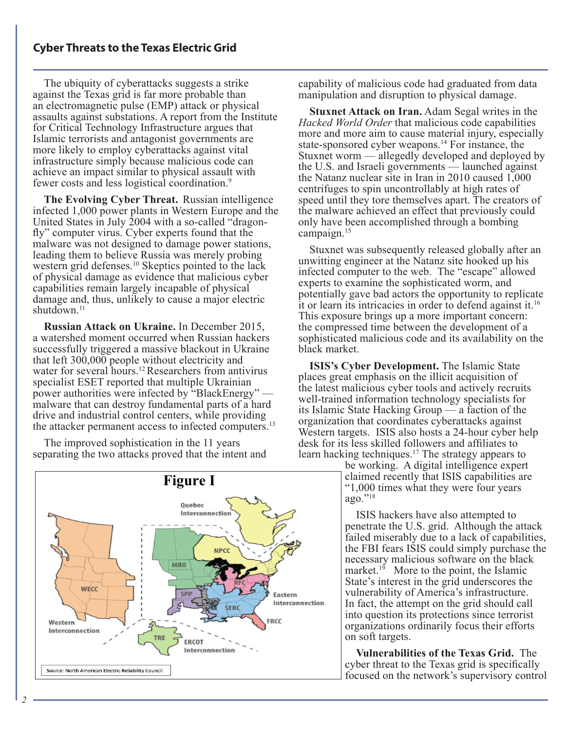## Cyber Threats to the Texas Electric Grid

The ubiquity of cyberattacks suggests a strike against the Texas grid is far more probable than an electromagnetic pulse (EMP) attack or physical assaults against substations. A report from the Institute for Critical Technology Infrastructure argues that Islamic terrorists and antagonist governments are more likely to employ cyberattacks against vital infrastructure simply because malicious code can achieve an impact similar to physical assault with fewer costs and less logistical coordination.[9]

**The Evolving Cyber Threat.** Russian intelligence infected 1,000 power plants in Western Europe and the United States in July 2004 with a so-called "dragonfly" computer virus. Cyber experts found that the malware was not designed to damage power stations, leading them to believe Russia was merely probing western grid defenses.[10] Skeptics pointed to the lack of physical damage as evidence that malicious cyber capabilities remain largely incapable of physical damage and, thus, unlikely to cause a major electric shutdown.[11]

**Russian Attack on Ukraine.** In December 2015, a watershed moment occurred when Russian hackers successfully triggered a massive blackout in Ukraine that left 300,000 people without electricity and water for several hours.[12] Researchers from antivirus specialist ESET reported that multiple Ukrainian power authorities were infected by "BlackEnergy" — malware that can destroy fundamental parts of a hard drive and industrial control centers, while providing the attacker permanent access to infected computers.[13]

The improved sophistication in the 11 years separating the two attacks proved that the intent and capability of malicious code had graduated from data manipulation and disruption to physical damage.

**Stuxnet Attack on Iran.** Adam Segal writes in the *Hacked World Order* that malicious code capabilities more and more aim to cause material injury, especially state-sponsored cyber weapons.[14] For instance, the Stuxnet worm — allegedly developed and deployed by the U.S. and Israeli governments — launched against the Natanz nuclear site in Iran in 2010 caused 1,000 centrifuges to spin uncontrollably at high rates of speed until they tore themselves apart. The creators of the malware achieved an effect that previously could only have been accomplished through a bombing campaign.[15]

Stuxnet was subsequently released globally after an unwitting engineer at the Natanz site hooked up his infected computer to the web. The "escape" allowed experts to examine the sophisticated worm, and potentially gave bad actors the opportunity to replicate it or learn its intricacies in order to defend against it.[16] This exposure brings up a more important concern: the compressed time between the development of a sophisticated malicious code and its availability on the black market.

**ISIS's Cyber Development.** The Islamic State places great emphasis on the illicit acquisition of the latest malicious cyber tools and actively recruits well-trained information technology specialists for its Islamic State Hacking Group — a faction of the organization that coordinates cyberattacks against Western targets. ISIS also hosts a 24-hour cyber help desk for its less skilled followers and affiliates to learn hacking techniques.[17] The strategy appears to be working. A digital intelligence expert claimed recently that ISIS capabilities are "1,000 times what they were four years ago."[18]

ISIS hackers have also attempted to penetrate the U.S. grid. Although the attack failed miserably due to a lack of capabilities, the FBI fears ISIS could simply purchase the necessary malicious software on the black market.[19] More to the point, the Islamic State's interest in the grid underscores the vulnerability of America's infrastructure. In fact, the attempt on the grid should call into question its protections since terrorist organizations ordinarily focus their efforts on soft targets.

**Figure I**

Source: North American Electric Reliability Council

**Vulnerabilities of the Texas Grid.** The cyber threat to the Texas grid is specifically focused on the network's supervisory control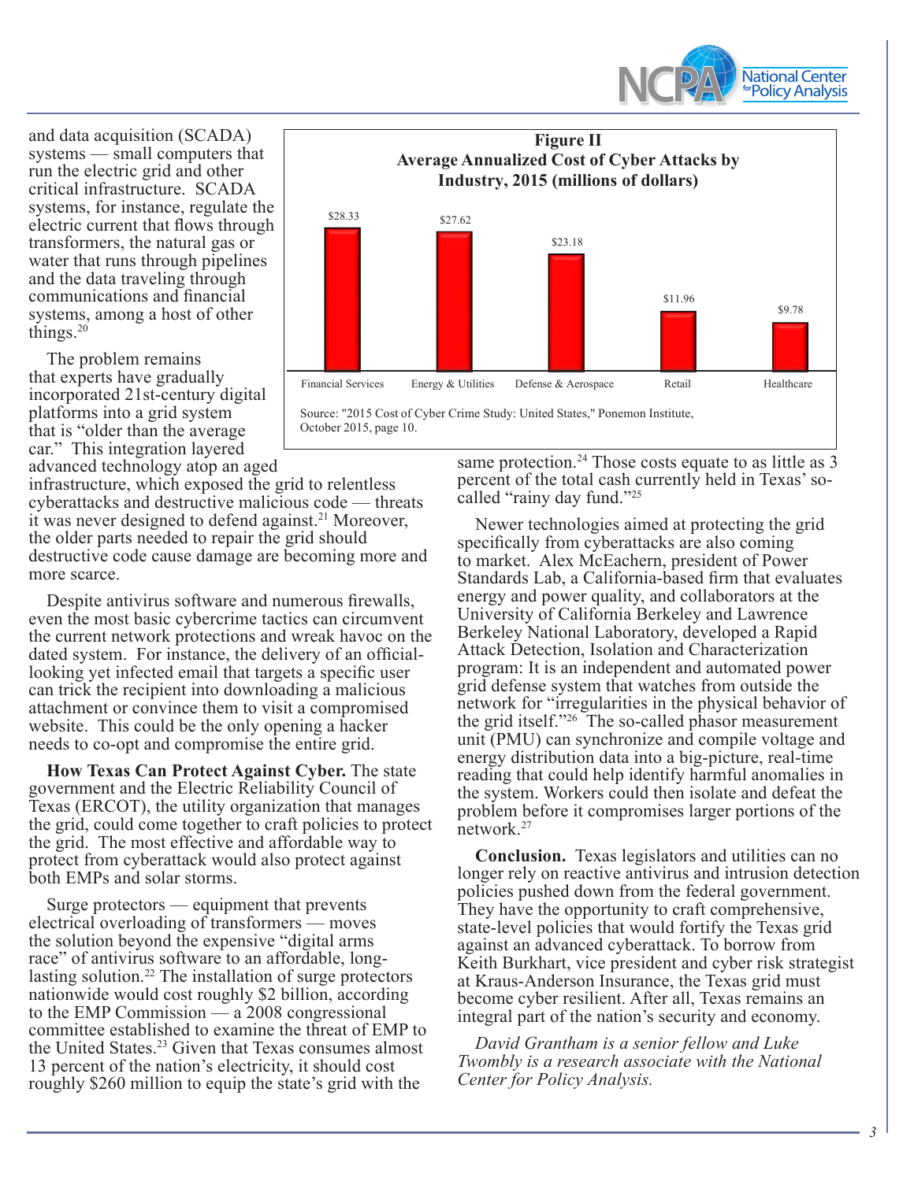and data acquisition (SCADA) systems — small computers that run the electric grid and other critical infrastructure. SCADA systems, for instance, regulate the electric current that flows through transformers, the natural gas or water that runs through pipelines and the data traveling through communications and financial systems, among a host of other things.[20]

The problem remains that experts have gradually incorporated 21st-century digital platforms into a grid system that is "older than the average car." This integration layered advanced technology atop an aged infrastructure, which exposed the grid to relentless cyberattacks and destructive malicious code — threats it was never designed to defend against.[21] Moreover, the older parts needed to repair the grid should destructive code cause damage are becoming more and more scarce.

Despite antivirus software and numerous firewalls, even the most basic cybercrime tactics can circumvent the current network protections and wreak havoc on the dated system. For instance, the delivery of an official-looking yet infected email that targets a specific user can trick the recipient into downloading a malicious attachment or convince them to visit a compromised website. This could be the only opening a hacker needs to co-opt and compromise the entire grid.

**Figure II**
**Average Annualized Cost of Cyber Attacks by Industry, 2015 (millions of dollars)**

| Industry | Cost |
|---|---|
| Financial Services | $28.33 |
| Energy & Utilities | $27.62 |
| Defense & Aerospace | $23.18 |
| Retail | $11.96 |
| Healthcare | $9.78 |

Source: "2015 Cost of Cyber Crime Study: United States," Ponemon Institute, October 2015, page 10.

**How Texas Can Protect Against Cyber.** The state government and the Electric Reliability Council of Texas (ERCOT), the utility organization that manages the grid, could come together to craft policies to protect the grid. The most effective and affordable way to protect from cyberattack would also protect against both EMPs and solar storms.

Surge protectors — equipment that prevents electrical overloading of transformers — moves the solution beyond the expensive "digital arms race" of antivirus software to an affordable, long-lasting solution.[22] The installation of surge protectors nationwide would cost roughly $2 billion, according to the EMP Commission — a 2008 congressional committee established to examine the threat of EMP to the United States.[23] Given that Texas consumes almost 13 percent of the nation's electricity, it should cost roughly $260 million to equip the state's grid with the same protection.[24] Those costs equate to as little as 3 percent of the total cash currently held in Texas' so-called "rainy day fund."[25]

Newer technologies aimed at protecting the grid specifically from cyberattacks are also coming to market. Alex McEachern, president of Power Standards Lab, a California-based firm that evaluates energy and power quality, and collaborators at the University of California Berkeley and Lawrence Berkeley National Laboratory, developed a Rapid Attack Detection, Isolation and Characterization program: It is an independent and automated power grid defense system that watches from outside the network for "irregularities in the physical behavior of the grid itself."[26] The so-called phasor measurement unit (PMU) can synchronize and compile voltage and energy distribution data into a big-picture, real-time reading that could help identify harmful anomalies in the system. Workers could then isolate and defeat the problem before it compromises larger portions of the network.[27]

**Conclusion.** Texas legislators and utilities can no longer rely on reactive antivirus and intrusion detection policies pushed down from the federal government. They have the opportunity to craft comprehensive, state-level policies that would fortify the Texas grid against an advanced cyberattack. To borrow from Keith Burkhart, vice president and cyber risk strategist at Kraus-Anderson Insurance, the Texas grid must become cyber resilient. After all, Texas remains an integral part of the nation's security and economy.

*David Grantham is a senior fellow and Luke Twombly is a research associate with the National Center for Policy Analysis.*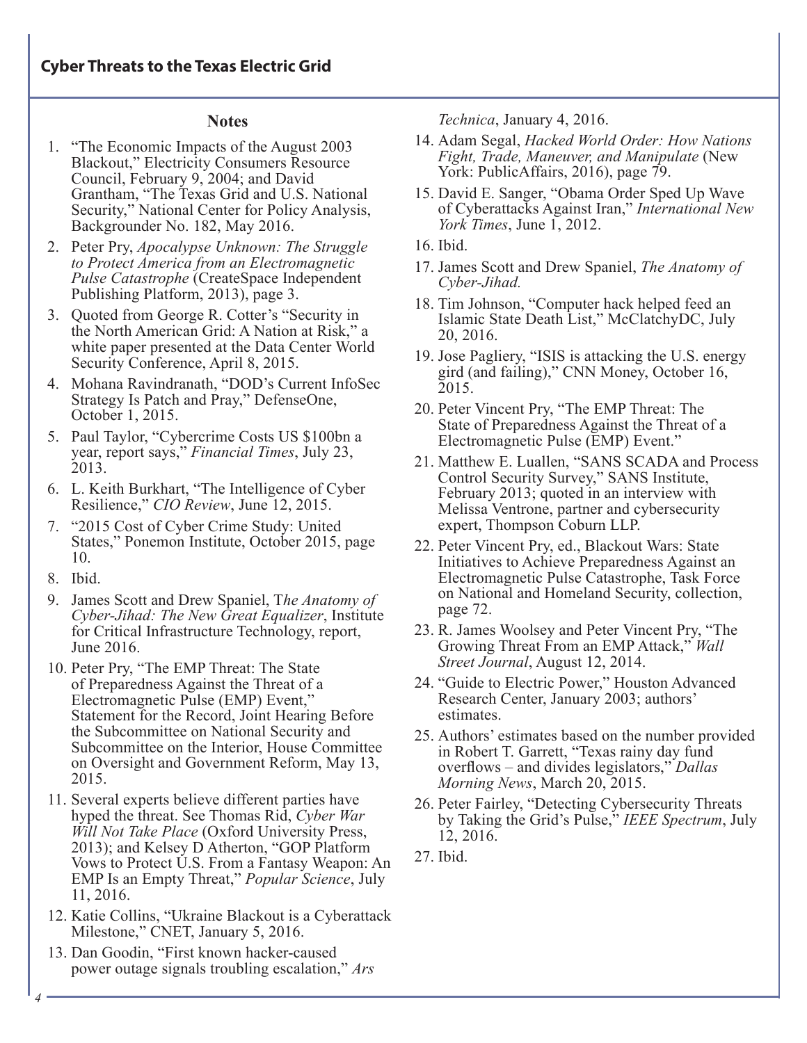## Notes

1. "The Economic Impacts of the August 2003 Blackout," Electricity Consumers Resource Council, February 9, 2004; and David Grantham, "The Texas Grid and U.S. National Security," National Center for Policy Analysis, Backgrounder No. 182, May 2016.
2. Peter Pry, *Apocalypse Unknown: The Struggle to Protect America from an Electromagnetic Pulse Catastrophe* (CreateSpace Independent Publishing Platform, 2013), page 3.
3. Quoted from George R. Cotter's "Security in the North American Grid: A Nation at Risk," a white paper presented at the Data Center World Security Conference, April 8, 2015.
4. Mohana Ravindranath, "DOD's Current InfoSec Strategy Is Patch and Pray," DefenseOne, October 1, 2015.
5. Paul Taylor, "Cybercrime Costs US $100bn a year, report says," *Financial Times*, July 23, 2013.
6. L. Keith Burkhart, "The Intelligence of Cyber Resilience," *CIO Review*, June 12, 2015.
7. "2015 Cost of Cyber Crime Study: United States," Ponemon Institute, October 2015, page 10.
8. Ibid.
9. James Scott and Drew Spaniel, T*he Anatomy of Cyber-Jihad: The New Great Equalizer*, Institute for Critical Infrastructure Technology, report, June 2016.
10. Peter Pry, "The EMP Threat: The State of Preparedness Against the Threat of a Electromagnetic Pulse (EMP) Event," Statement for the Record, Joint Hearing Before the Subcommittee on National Security and Subcommittee on the Interior, House Committee on Oversight and Government Reform, May 13, 2015.
11. Several experts believe different parties have hyped the threat. See Thomas Rid, *Cyber War Will Not Take Place* (Oxford University Press, 2013); and Kelsey D Atherton, "GOP Platform Vows to Protect U.S. From a Fantasy Weapon: An EMP Is an Empty Threat," *Popular Science*, July 11, 2016.
12. Katie Collins, "Ukraine Blackout is a Cyberattack Milestone," CNET, January 5, 2016.
13. Dan Goodin, "First known hacker-caused power outage signals troubling escalation," *Ars Technica*, January 4, 2016.
14. Adam Segal, *Hacked World Order: How Nations Fight, Trade, Maneuver, and Manipulate* (New York: PublicAffairs, 2016), page 79.
15. David E. Sanger, "Obama Order Sped Up Wave of Cyberattacks Against Iran," *International New York Times*, June 1, 2012.
16. Ibid.
17. James Scott and Drew Spaniel, *The Anatomy of Cyber-Jihad.*
18. Tim Johnson, "Computer hack helped feed an Islamic State Death List," McClatchyDC, July 20, 2016.
19. Jose Pagliery, "ISIS is attacking the U.S. energy gird (and failing)," CNN Money, October 16, 2015.
20. Peter Vincent Pry, "The EMP Threat: The State of Preparedness Against the Threat of a Electromagnetic Pulse (EMP) Event."
21. Matthew E. Luallen, "SANS SCADA and Process Control Security Survey," SANS Institute, February 2013; quoted in an interview with Melissa Ventrone, partner and cybersecurity expert, Thompson Coburn LLP.
22. Peter Vincent Pry, ed., Blackout Wars: State Initiatives to Achieve Preparedness Against an Electromagnetic Pulse Catastrophe, Task Force on National and Homeland Security, collection, page 72.
23. R. James Woolsey and Peter Vincent Pry, "The Growing Threat From an EMP Attack," *Wall Street Journal*, August 12, 2014.
24. "Guide to Electric Power," Houston Advanced Research Center, January 2003; authors' estimates.
25. Authors' estimates based on the number provided in Robert T. Garrett, "Texas rainy day fund overflows – and divides legislators," *Dallas Morning News*, March 20, 2015.
26. Peter Fairley, "Detecting Cybersecurity Threats by Taking the Grid's Pulse," *IEEE Spectrum*, July 12, 2016.
27. Ibid.